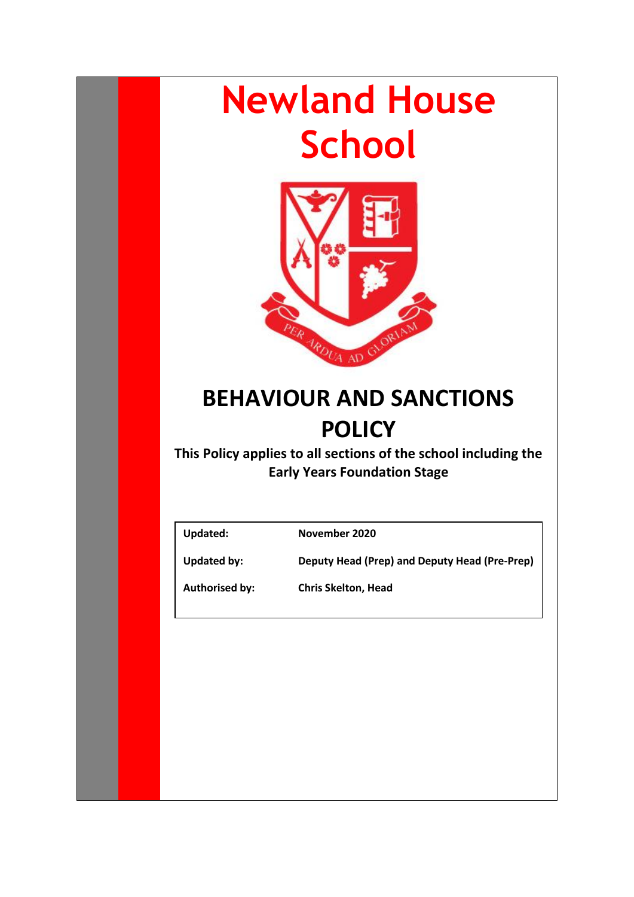# Newland House School

PER ARDUA AD GLORIAM

## BEHAVIOUR AND SANCTIONS POLICY

**This Policy applies to all sections of the school including the Early Years Foundation Stage**

| | |
|---|---|
| **Updated:** | **November 2020** |
| **Updated by:** | **Deputy Head (Prep) and Deputy Head (Pre-Prep)** |
| **Authorised by:** | **Chris Skelton, Head** |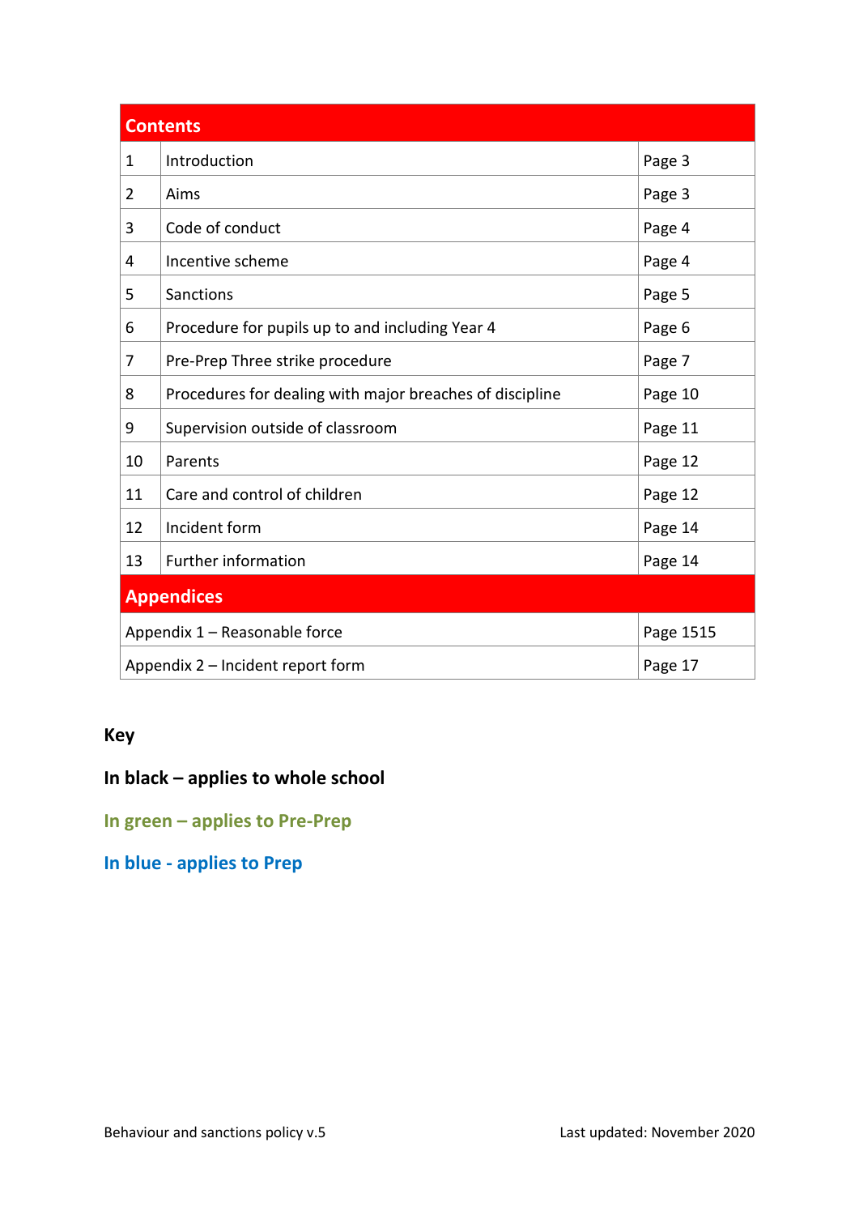| Contents | | |
|---|---|---|
| 1 | Introduction | Page 3 |
| 2 | Aims | Page 3 |
| 3 | Code of conduct | Page 4 |
| 4 | Incentive scheme | Page 4 |
| 5 | Sanctions | Page 5 |
| 6 | Procedure for pupils up to and including Year 4 | Page 6 |
| 7 | Pre-Prep Three strike procedure | Page 7 |
| 8 | Procedures for dealing with major breaches of discipline | Page 10 |
| 9 | Supervision outside of classroom | Page 11 |
| 10 | Parents | Page 12 |
| 11 | Care and control of children | Page 12 |
| 12 | Incident form | Page 14 |
| 13 | Further information | Page 14 |
| **Appendices** | | |
| Appendix 1 – Reasonable force | | Page 1515 |
| Appendix 2 – Incident report form | | Page 17 |

**Key**

**In black – applies to whole school**

**In green – applies to Pre-Prep**

**In blue - applies to Prep**

Behaviour and sanctions policy v.5

Last updated: November 2020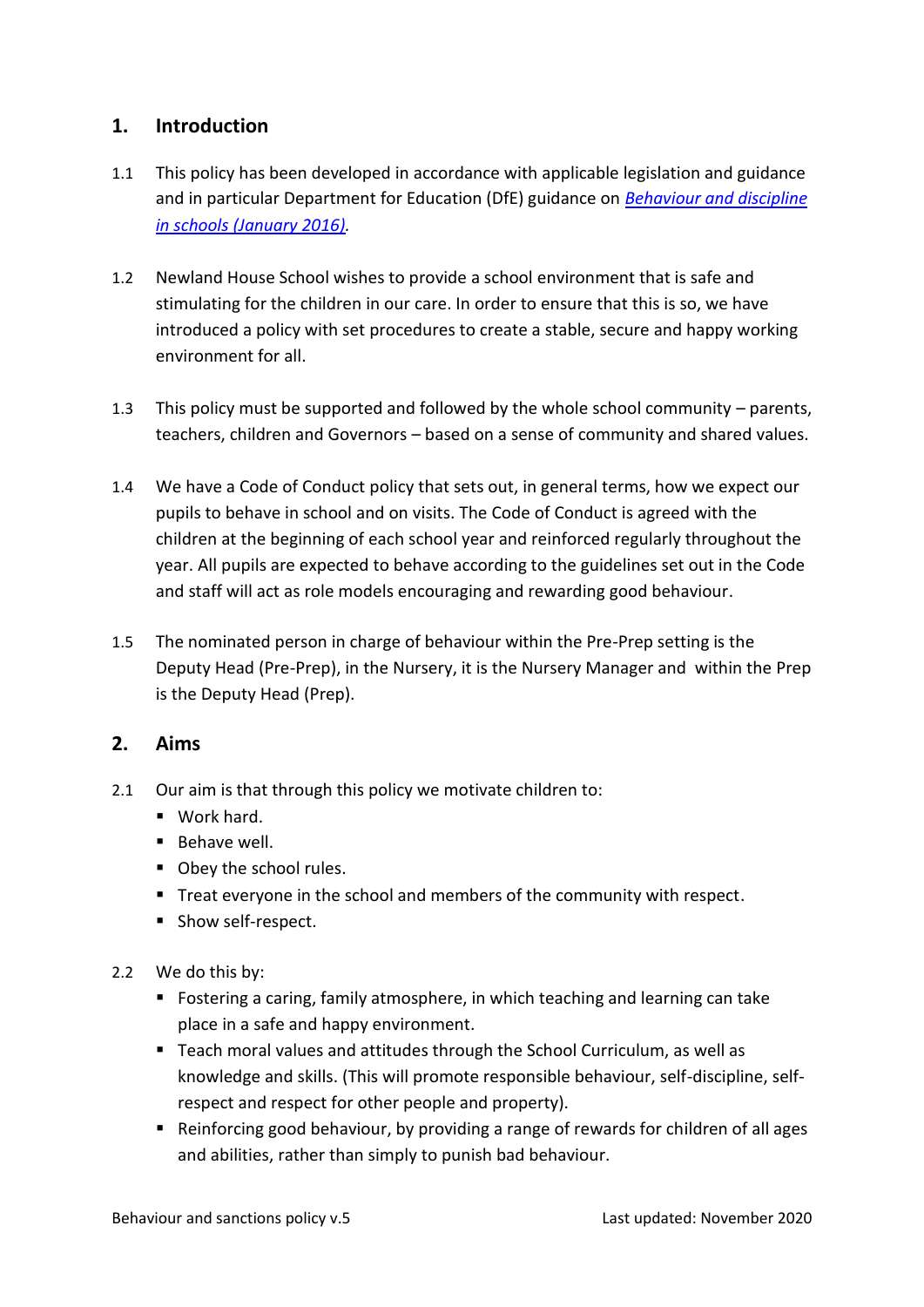## 1. Introduction

1.1 This policy has been developed in accordance with applicable legislation and guidance and in particular Department for Education (DfE) guidance on *[Behaviour and discipline in schools (January 2016)](#)*.

1.2 Newland House School wishes to provide a school environment that is safe and stimulating for the children in our care. In order to ensure that this is so, we have introduced a policy with set procedures to create a stable, secure and happy working environment for all.

1.3 This policy must be supported and followed by the whole school community – parents, teachers, children and Governors – based on a sense of community and shared values.

1.4 We have a Code of Conduct policy that sets out, in general terms, how we expect our pupils to behave in school and on visits. The Code of Conduct is agreed with the children at the beginning of each school year and reinforced regularly throughout the year. All pupils are expected to behave according to the guidelines set out in the Code and staff will act as role models encouraging and rewarding good behaviour.

1.5 The nominated person in charge of behaviour within the Pre-Prep setting is the Deputy Head (Pre-Prep), in the Nursery, it is the Nursery Manager and within the Prep is the Deputy Head (Prep).

## 2. Aims

2.1 Our aim is that through this policy we motivate children to:

- Work hard.
- Behave well.
- Obey the school rules.
- Treat everyone in the school and members of the community with respect.
- Show self-respect.

2.2 We do this by:

- Fostering a caring, family atmosphere, in which teaching and learning can take place in a safe and happy environment.
- Teach moral values and attitudes through the School Curriculum, as well as knowledge and skills. (This will promote responsible behaviour, self-discipline, self-respect and respect for other people and property).
- Reinforcing good behaviour, by providing a range of rewards for children of all ages and abilities, rather than simply to punish bad behaviour.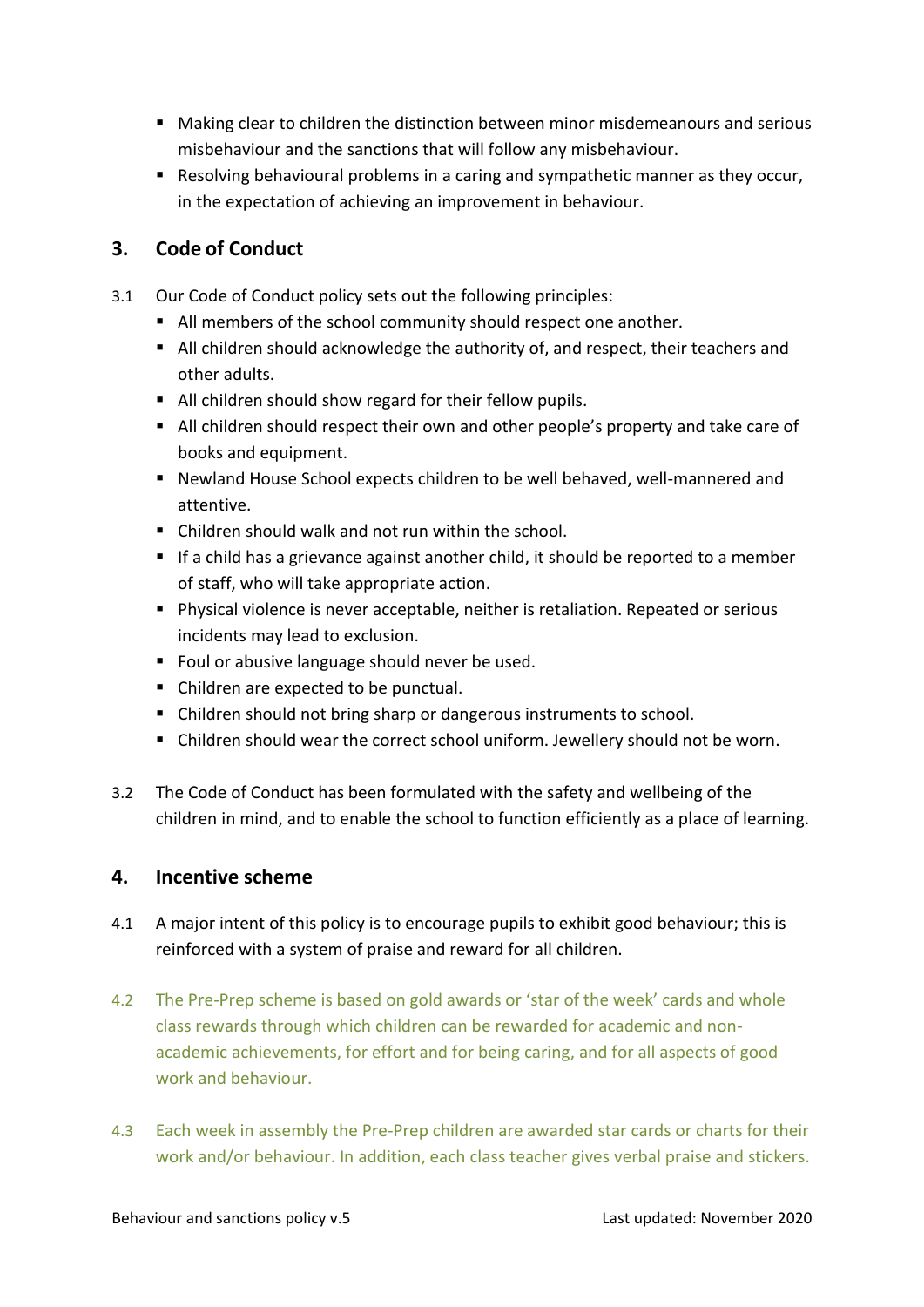- Making clear to children the distinction between minor misdemeanours and serious misbehaviour and the sanctions that will follow any misbehaviour.
- Resolving behavioural problems in a caring and sympathetic manner as they occur, in the expectation of achieving an improvement in behaviour.

## 3. Code of Conduct

3.1 Our Code of Conduct policy sets out the following principles:

- All members of the school community should respect one another.
- All children should acknowledge the authority of, and respect, their teachers and other adults.
- All children should show regard for their fellow pupils.
- All children should respect their own and other people's property and take care of books and equipment.
- Newland House School expects children to be well behaved, well-mannered and attentive.
- Children should walk and not run within the school.
- If a child has a grievance against another child, it should be reported to a member of staff, who will take appropriate action.
- Physical violence is never acceptable, neither is retaliation. Repeated or serious incidents may lead to exclusion.
- Foul or abusive language should never be used.
- Children are expected to be punctual.
- Children should not bring sharp or dangerous instruments to school.
- Children should wear the correct school uniform. Jewellery should not be worn.

3.2 The Code of Conduct has been formulated with the safety and wellbeing of the children in mind, and to enable the school to function efficiently as a place of learning.

## 4. Incentive scheme

4.1 A major intent of this policy is to encourage pupils to exhibit good behaviour; this is reinforced with a system of praise and reward for all children.

4.2 The Pre-Prep scheme is based on gold awards or 'star of the week' cards and whole class rewards through which children can be rewarded for academic and non-academic achievements, for effort and for being caring, and for all aspects of good work and behaviour.

4.3 Each week in assembly the Pre-Prep children are awarded star cards or charts for their work and/or behaviour. In addition, each class teacher gives verbal praise and stickers.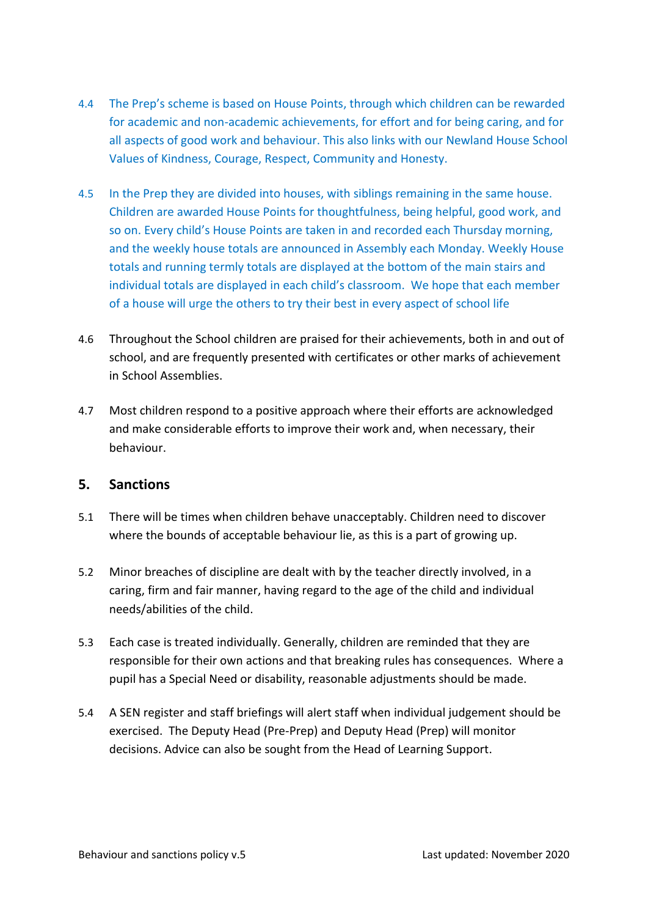4.4 The Prep's scheme is based on House Points, through which children can be rewarded for academic and non-academic achievements, for effort and for being caring, and for all aspects of good work and behaviour. This also links with our Newland House School Values of Kindness, Courage, Respect, Community and Honesty.

4.5 In the Prep they are divided into houses, with siblings remaining in the same house. Children are awarded House Points for thoughtfulness, being helpful, good work, and so on. Every child's House Points are taken in and recorded each Thursday morning, and the weekly house totals are announced in Assembly each Monday. Weekly House totals and running termly totals are displayed at the bottom of the main stairs and individual totals are displayed in each child's classroom. We hope that each member of a house will urge the others to try their best in every aspect of school life

4.6 Throughout the School children are praised for their achievements, both in and out of school, and are frequently presented with certificates or other marks of achievement in School Assemblies.

4.7 Most children respond to a positive approach where their efforts are acknowledged and make considerable efforts to improve their work and, when necessary, their behaviour.

## 5. Sanctions

5.1 There will be times when children behave unacceptably. Children need to discover where the bounds of acceptable behaviour lie, as this is a part of growing up.

5.2 Minor breaches of discipline are dealt with by the teacher directly involved, in a caring, firm and fair manner, having regard to the age of the child and individual needs/abilities of the child.

5.3 Each case is treated individually. Generally, children are reminded that they are responsible for their own actions and that breaking rules has consequences. Where a pupil has a Special Need or disability, reasonable adjustments should be made.

5.4 A SEN register and staff briefings will alert staff when individual judgement should be exercised. The Deputy Head (Pre-Prep) and Deputy Head (Prep) will monitor decisions. Advice can also be sought from the Head of Learning Support.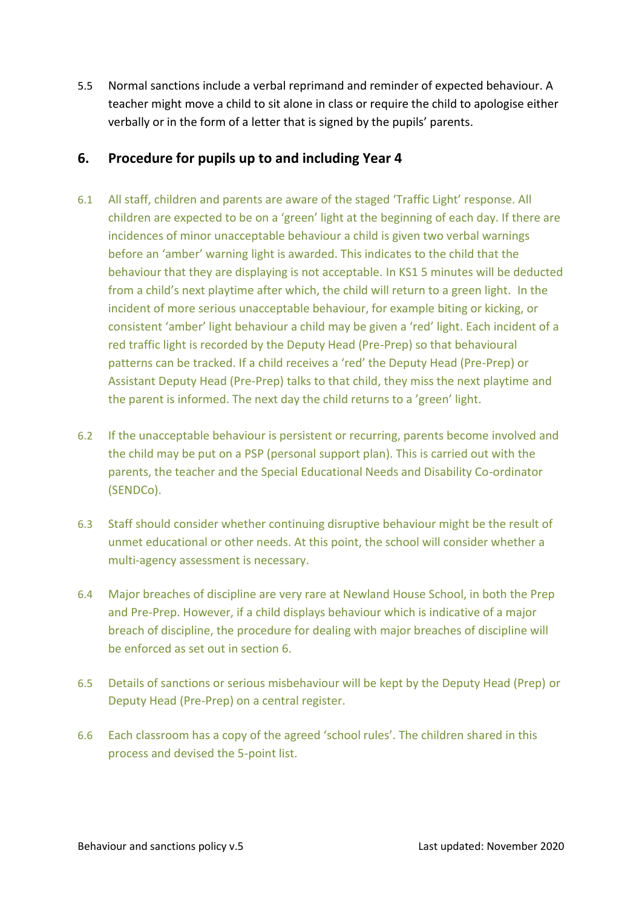5.5 Normal sanctions include a verbal reprimand and reminder of expected behaviour. A teacher might move a child to sit alone in class or require the child to apologise either verbally or in the form of a letter that is signed by the pupils' parents.

## 6. Procedure for pupils up to and including Year 4

6.1 All staff, children and parents are aware of the staged 'Traffic Light' response. All children are expected to be on a 'green' light at the beginning of each day. If there are incidences of minor unacceptable behaviour a child is given two verbal warnings before an 'amber' warning light is awarded. This indicates to the child that the behaviour that they are displaying is not acceptable. In KS1 5 minutes will be deducted from a child's next playtime after which, the child will return to a green light. In the incident of more serious unacceptable behaviour, for example biting or kicking, or consistent 'amber' light behaviour a child may be given a 'red' light. Each incident of a red traffic light is recorded by the Deputy Head (Pre-Prep) so that behavioural patterns can be tracked. If a child receives a 'red' the Deputy Head (Pre-Prep) or Assistant Deputy Head (Pre-Prep) talks to that child, they miss the next playtime and the parent is informed. The next day the child returns to a 'green' light.

6.2 If the unacceptable behaviour is persistent or recurring, parents become involved and the child may be put on a PSP (personal support plan). This is carried out with the parents, the teacher and the Special Educational Needs and Disability Co-ordinator (SENDCo).

6.3 Staff should consider whether continuing disruptive behaviour might be the result of unmet educational or other needs. At this point, the school will consider whether a multi-agency assessment is necessary.

6.4 Major breaches of discipline are very rare at Newland House School, in both the Prep and Pre-Prep. However, if a child displays behaviour which is indicative of a major breach of discipline, the procedure for dealing with major breaches of discipline will be enforced as set out in section 6.

6.5 Details of sanctions or serious misbehaviour will be kept by the Deputy Head (Prep) or Deputy Head (Pre-Prep) on a central register.

6.6 Each classroom has a copy of the agreed 'school rules'. The children shared in this process and devised the 5-point list.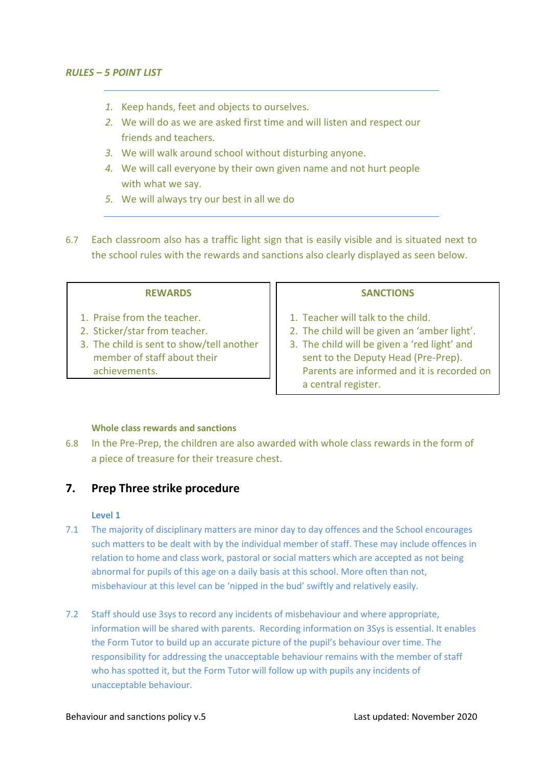*RULES – 5 POINT LIST*

---

1. *Keep hands, feet and objects to ourselves.*
2. *We will do as we are asked first time and will listen and respect our friends and teachers.*
3. *We will walk around school without disturbing anyone.*
4. *We will call everyone by their own given name and not hurt people with what we say.*
5. *We will always try our best in all we do*

---

6.7 Each classroom also has a traffic light sign that is easily visible and is situated next to the school rules with the rewards and sanctions also clearly displayed as seen below.

| REWARDS | SANCTIONS |
|---|---|
| 1. Praise from the teacher.<br>2. Sticker/star from teacher.<br>3. The child is sent to show/tell another member of staff about their achievements. | 1. Teacher will talk to the child.<br>2. The child will be given an 'amber light'.<br>3. The child will be given a 'red light' and sent to the Deputy Head (Pre-Prep). Parents are informed and it is recorded on a central register. |

**Whole class rewards and sanctions**

6.8 In the Pre-Prep, the children are also awarded with whole class rewards in the form of a piece of treasure for their treasure chest.

## 7. Prep Three strike procedure

**Level 1**

7.1 The majority of disciplinary matters are minor day to day offences and the School encourages such matters to be dealt with by the individual member of staff. These may include offences in relation to home and class work, pastoral or social matters which are accepted as not being abnormal for pupils of this age on a daily basis at this school. More often than not, misbehaviour at this level can be 'nipped in the bud' swiftly and relatively easily.

7.2 Staff should use 3sys to record any incidents of misbehaviour and where appropriate, information will be shared with parents. Recording information on 3Sys is essential. It enables the Form Tutor to build up an accurate picture of the pupil's behaviour over time. The responsibility for addressing the unacceptable behaviour remains with the member of staff who has spotted it, but the Form Tutor will follow up with pupils any incidents of unacceptable behaviour.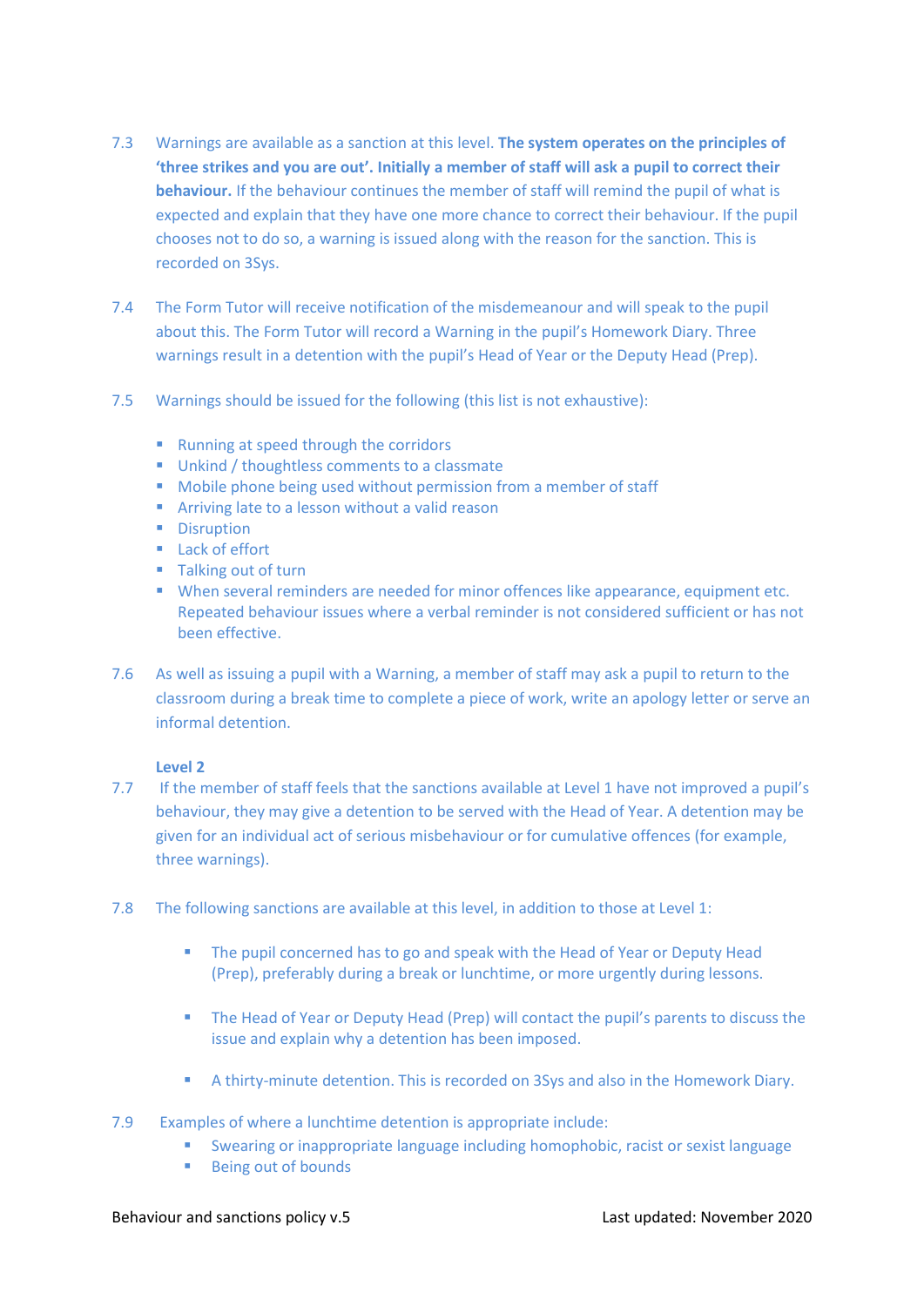7.3 Warnings are available as a sanction at this level. **The system operates on the principles of 'three strikes and you are out'. Initially a member of staff will ask a pupil to correct their behaviour.** If the behaviour continues the member of staff will remind the pupil of what is expected and explain that they have one more chance to correct their behaviour. If the pupil chooses not to do so, a warning is issued along with the reason for the sanction. This is recorded on 3Sys.

7.4 The Form Tutor will receive notification of the misdemeanour and will speak to the pupil about this. The Form Tutor will record a Warning in the pupil's Homework Diary. Three warnings result in a detention with the pupil's Head of Year or the Deputy Head (Prep).

7.5 Warnings should be issued for the following (this list is not exhaustive):

- Running at speed through the corridors
- Unkind / thoughtless comments to a classmate
- Mobile phone being used without permission from a member of staff
- Arriving late to a lesson without a valid reason
- Disruption
- Lack of effort
- Talking out of turn
- When several reminders are needed for minor offences like appearance, equipment etc. Repeated behaviour issues where a verbal reminder is not considered sufficient or has not been effective.

7.6 As well as issuing a pupil with a Warning, a member of staff may ask a pupil to return to the classroom during a break time to complete a piece of work, write an apology letter or serve an informal detention.

**Level 2**

7.7 If the member of staff feels that the sanctions available at Level 1 have not improved a pupil's behaviour, they may give a detention to be served with the Head of Year. A detention may be given for an individual act of serious misbehaviour or for cumulative offences (for example, three warnings).

7.8 The following sanctions are available at this level, in addition to those at Level 1:

- The pupil concerned has to go and speak with the Head of Year or Deputy Head (Prep), preferably during a break or lunchtime, or more urgently during lessons.
- The Head of Year or Deputy Head (Prep) will contact the pupil's parents to discuss the issue and explain why a detention has been imposed.
- A thirty-minute detention. This is recorded on 3Sys and also in the Homework Diary.

7.9 Examples of where a lunchtime detention is appropriate include:

- Swearing or inappropriate language including homophobic, racist or sexist language
- Being out of bounds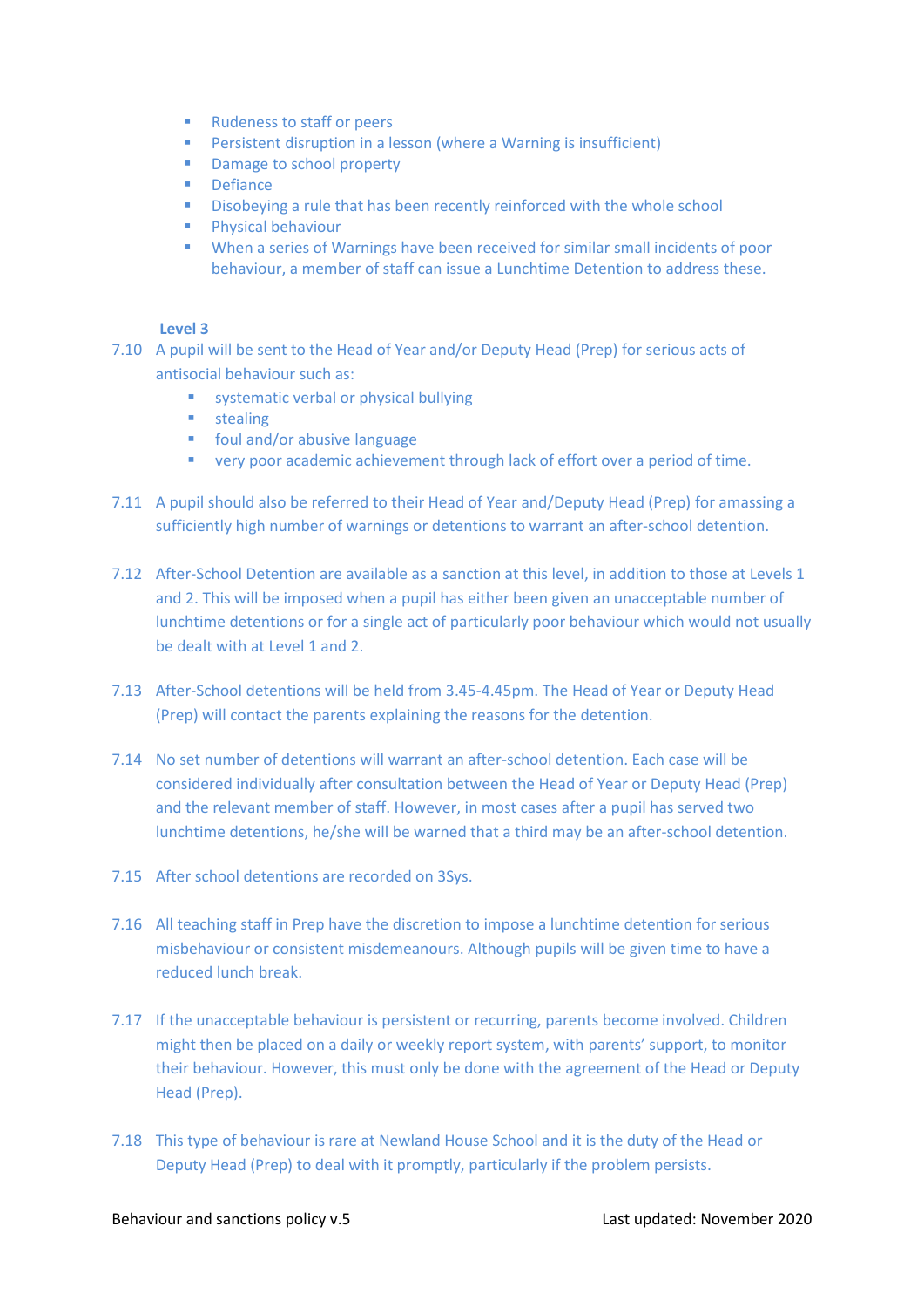- Rudeness to staff or peers
- Persistent disruption in a lesson (where a Warning is insufficient)
- Damage to school property
- Defiance
- Disobeying a rule that has been recently reinforced with the whole school
- Physical behaviour
- When a series of Warnings have been received for similar small incidents of poor behaviour, a member of staff can issue a Lunchtime Detention to address these.

**Level 3**

7.10 A pupil will be sent to the Head of Year and/or Deputy Head (Prep) for serious acts of antisocial behaviour such as:

- systematic verbal or physical bullying
- stealing
- foul and/or abusive language
- very poor academic achievement through lack of effort over a period of time.

7.11 A pupil should also be referred to their Head of Year and/Deputy Head (Prep) for amassing a sufficiently high number of warnings or detentions to warrant an after-school detention.

7.12 After-School Detention are available as a sanction at this level, in addition to those at Levels 1 and 2. This will be imposed when a pupil has either been given an unacceptable number of lunchtime detentions or for a single act of particularly poor behaviour which would not usually be dealt with at Level 1 and 2.

7.13 After-School detentions will be held from 3.45-4.45pm. The Head of Year or Deputy Head (Prep) will contact the parents explaining the reasons for the detention.

7.14 No set number of detentions will warrant an after-school detention. Each case will be considered individually after consultation between the Head of Year or Deputy Head (Prep) and the relevant member of staff. However, in most cases after a pupil has served two lunchtime detentions, he/she will be warned that a third may be an after-school detention.

7.15 After school detentions are recorded on 3Sys.

7.16 All teaching staff in Prep have the discretion to impose a lunchtime detention for serious misbehaviour or consistent misdemeanours. Although pupils will be given time to have a reduced lunch break.

7.17 If the unacceptable behaviour is persistent or recurring, parents become involved. Children might then be placed on a daily or weekly report system, with parents' support, to monitor their behaviour. However, this must only be done with the agreement of the Head or Deputy Head (Prep).

7.18 This type of behaviour is rare at Newland House School and it is the duty of the Head or Deputy Head (Prep) to deal with it promptly, particularly if the problem persists.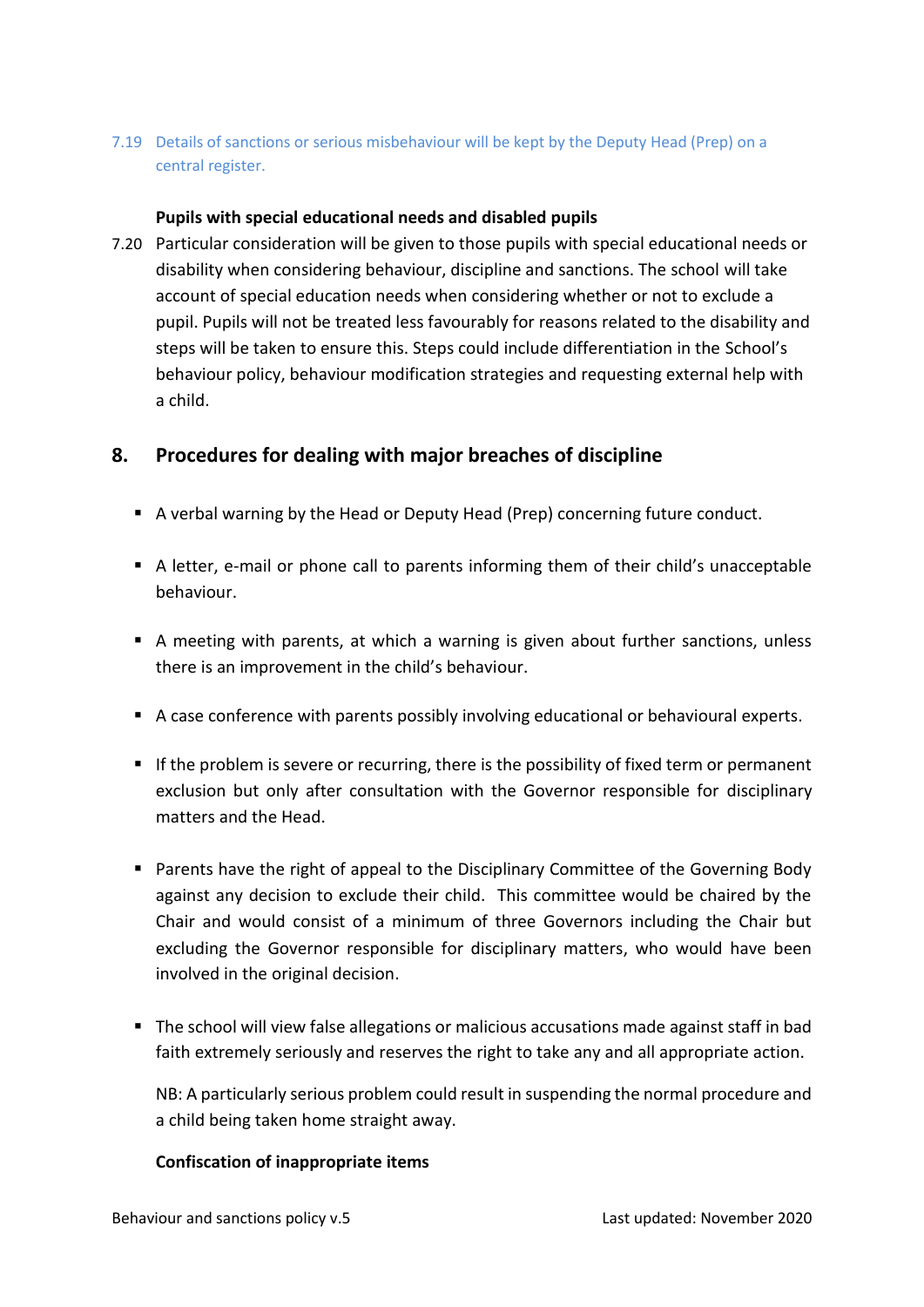7.19 Details of sanctions or serious misbehaviour will be kept by the Deputy Head (Prep) on a central register.

**Pupils with special educational needs and disabled pupils**

7.20 Particular consideration will be given to those pupils with special educational needs or disability when considering behaviour, discipline and sanctions. The school will take account of special education needs when considering whether or not to exclude a pupil. Pupils will not be treated less favourably for reasons related to the disability and steps will be taken to ensure this. Steps could include differentiation in the School's behaviour policy, behaviour modification strategies and requesting external help with a child.

## 8. Procedures for dealing with major breaches of discipline

- A verbal warning by the Head or Deputy Head (Prep) concerning future conduct.
- A letter, e-mail or phone call to parents informing them of their child's unacceptable behaviour.
- A meeting with parents, at which a warning is given about further sanctions, unless there is an improvement in the child's behaviour.
- A case conference with parents possibly involving educational or behavioural experts.
- If the problem is severe or recurring, there is the possibility of fixed term or permanent exclusion but only after consultation with the Governor responsible for disciplinary matters and the Head.
- Parents have the right of appeal to the Disciplinary Committee of the Governing Body against any decision to exclude their child. This committee would be chaired by the Chair and would consist of a minimum of three Governors including the Chair but excluding the Governor responsible for disciplinary matters, who would have been involved in the original decision.
- The school will view false allegations or malicious accusations made against staff in bad faith extremely seriously and reserves the right to take any and all appropriate action.

  NB: A particularly serious problem could result in suspending the normal procedure and a child being taken home straight away.

**Confiscation of inappropriate items**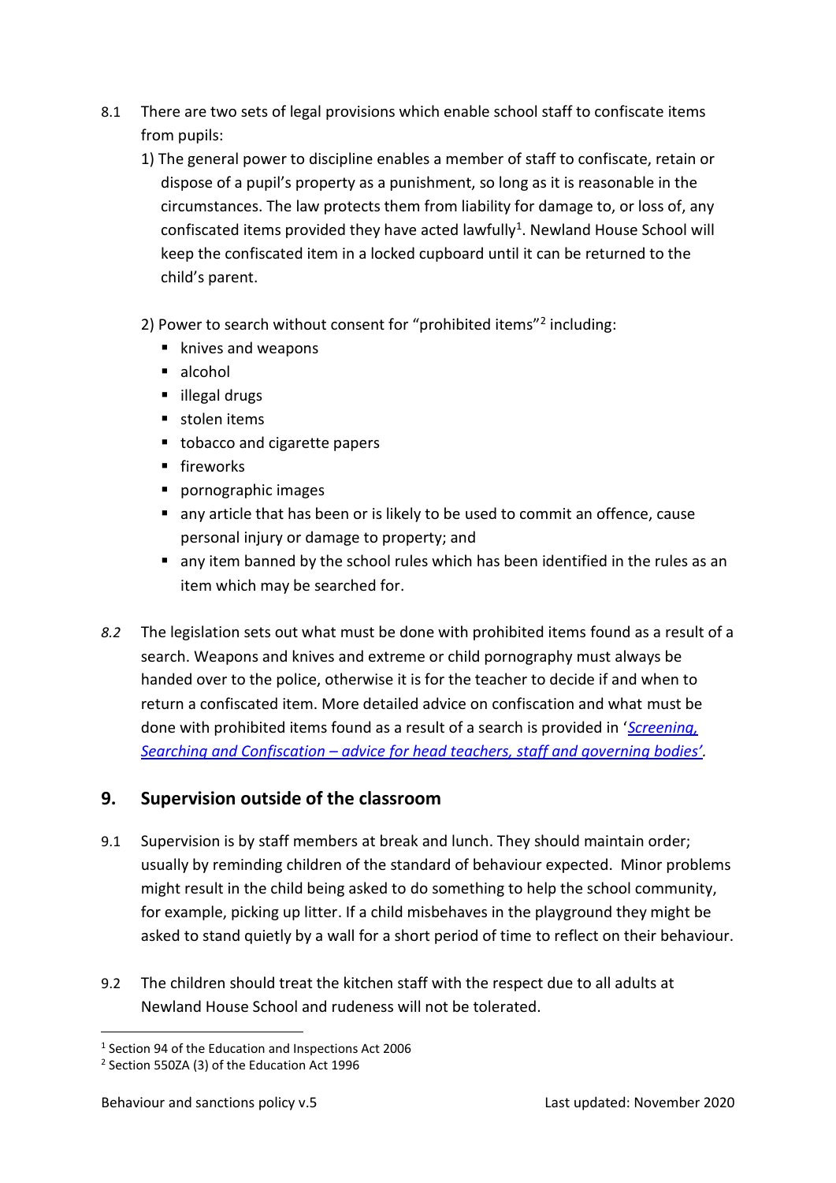8.1 There are two sets of legal provisions which enable school staff to confiscate items from pupils:

1) The general power to discipline enables a member of staff to confiscate, retain or dispose of a pupil's property as a punishment, so long as it is reasonable in the circumstances. The law protects them from liability for damage to, or loss of, any confiscated items provided they have acted lawfully[1]. Newland House School will keep the confiscated item in a locked cupboard until it can be returned to the child's parent.

2) Power to search without consent for "prohibited items"[2] including:

- knives and weapons
- alcohol
- illegal drugs
- stolen items
- tobacco and cigarette papers
- fireworks
- pornographic images
- any article that has been or is likely to be used to commit an offence, cause personal injury or damage to property; and
- any item banned by the school rules which has been identified in the rules as an item which may be searched for.

*8.2* The legislation sets out what must be done with prohibited items found as a result of a search. Weapons and knives and extreme or child pornography must always be handed over to the police, otherwise it is for the teacher to decide if and when to return a confiscated item. More detailed advice on confiscation and what must be done with prohibited items found as a result of a search is provided in '*Screening, Searching and Confiscation – advice for head teachers, staff and governing bodies'*.

## 9. Supervision outside of the classroom

9.1 Supervision is by staff members at break and lunch. They should maintain order; usually by reminding children of the standard of behaviour expected. Minor problems might result in the child being asked to do something to help the school community, for example, picking up litter. If a child misbehaves in the playground they might be asked to stand quietly by a wall for a short period of time to reflect on their behaviour.

9.2 The children should treat the kitchen staff with the respect due to all adults at Newland House School and rudeness will not be tolerated.

---

[1] Section 94 of the Education and Inspections Act 2006

[2] Section 550ZA (3) of the Education Act 1996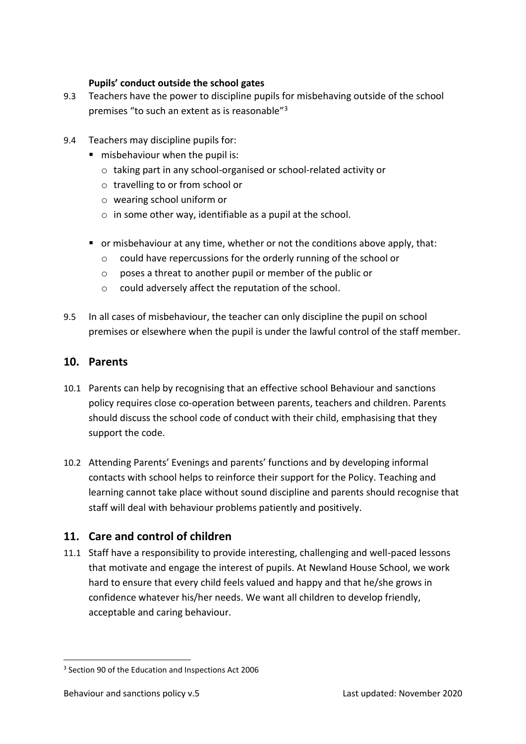**Pupils' conduct outside the school gates**

9.3 Teachers have the power to discipline pupils for misbehaving outside of the school premises "to such an extent as is reasonable"[3]

9.4 Teachers may discipline pupils for:

- misbehaviour when the pupil is:
  - taking part in any school-organised or school-related activity or
  - travelling to or from school or
  - wearing school uniform or
  - in some other way, identifiable as a pupil at the school.
- or misbehaviour at any time, whether or not the conditions above apply, that:
  - could have repercussions for the orderly running of the school or
  - poses a threat to another pupil or member of the public or
  - could adversely affect the reputation of the school.

9.5 In all cases of misbehaviour, the teacher can only discipline the pupil on school premises or elsewhere when the pupil is under the lawful control of the staff member.

## 10. Parents

10.1 Parents can help by recognising that an effective school Behaviour and sanctions policy requires close co-operation between parents, teachers and children. Parents should discuss the school code of conduct with their child, emphasising that they support the code.

10.2 Attending Parents' Evenings and parents' functions and by developing informal contacts with school helps to reinforce their support for the Policy. Teaching and learning cannot take place without sound discipline and parents should recognise that staff will deal with behaviour problems patiently and positively.

## 11. Care and control of children

11.1 Staff have a responsibility to provide interesting, challenging and well-paced lessons that motivate and engage the interest of pupils. At Newland House School, we work hard to ensure that every child feels valued and happy and that he/she grows in confidence whatever his/her needs. We want all children to develop friendly, acceptable and caring behaviour.

[3] Section 90 of the Education and Inspections Act 2006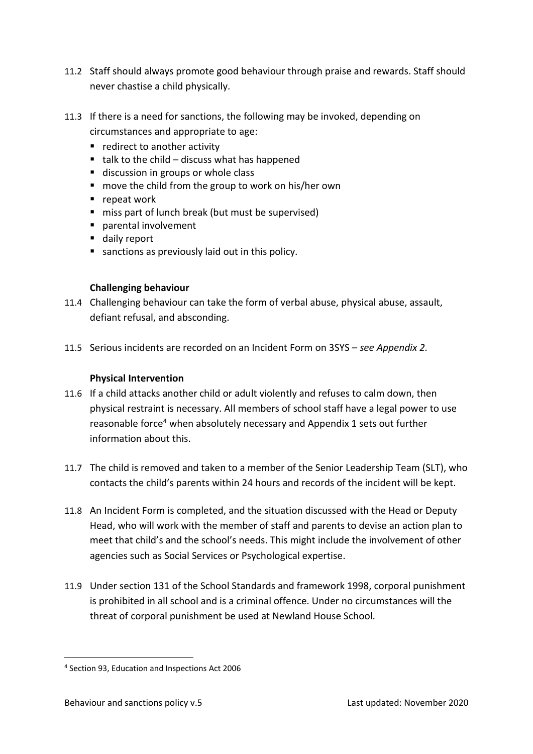11.2 Staff should always promote good behaviour through praise and rewards. Staff should never chastise a child physically.

11.3 If there is a need for sanctions, the following may be invoked, depending on circumstances and appropriate to age:

- redirect to another activity
- talk to the child – discuss what has happened
- discussion in groups or whole class
- move the child from the group to work on his/her own
- repeat work
- miss part of lunch break (but must be supervised)
- parental involvement
- daily report
- sanctions as previously laid out in this policy.

**Challenging behaviour**

11.4 Challenging behaviour can take the form of verbal abuse, physical abuse, assault, defiant refusal, and absconding.

11.5 Serious incidents are recorded on an Incident Form on 3SYS – *see Appendix 2.*

**Physical Intervention**

11.6 If a child attacks another child or adult violently and refuses to calm down, then physical restraint is necessary. All members of school staff have a legal power to use reasonable force[4] when absolutely necessary and Appendix 1 sets out further information about this.

11.7 The child is removed and taken to a member of the Senior Leadership Team (SLT), who contacts the child's parents within 24 hours and records of the incident will be kept.

11.8 An Incident Form is completed, and the situation discussed with the Head or Deputy Head, who will work with the member of staff and parents to devise an action plan to meet that child's and the school's needs. This might include the involvement of other agencies such as Social Services or Psychological expertise.

11.9 Under section 131 of the School Standards and framework 1998, corporal punishment is prohibited in all school and is a criminal offence. Under no circumstances will the threat of corporal punishment be used at Newland House School.

[4] Section 93, Education and Inspections Act 2006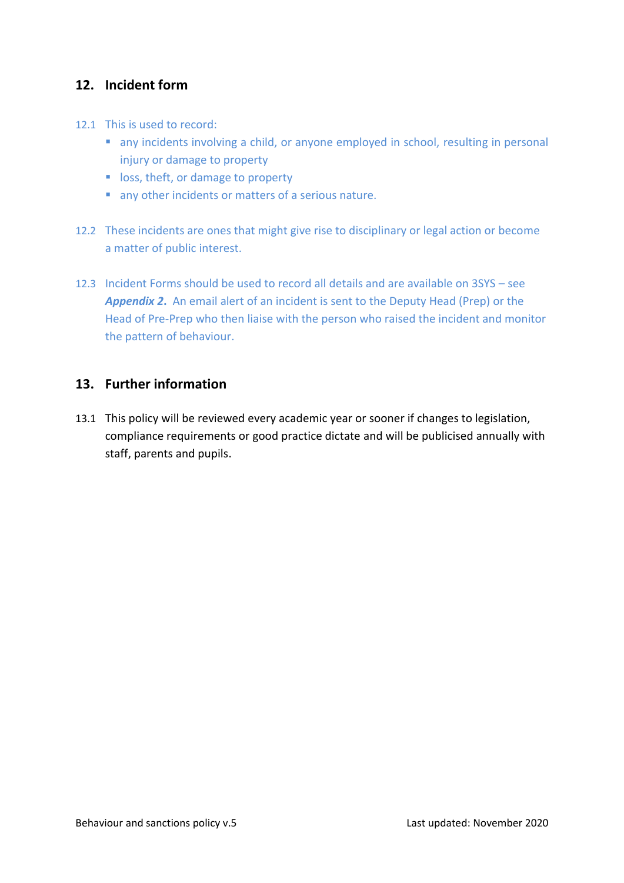## 12. Incident form

12.1 This is used to record:

- any incidents involving a child, or anyone employed in school, resulting in personal injury or damage to property
- loss, theft, or damage to property
- any other incidents or matters of a serious nature.

12.2 These incidents are ones that might give rise to disciplinary or legal action or become a matter of public interest.

12.3 Incident Forms should be used to record all details and are available on 3SYS – see ***Appendix 2***. An email alert of an incident is sent to the Deputy Head (Prep) or the Head of Pre-Prep who then liaise with the person who raised the incident and monitor the pattern of behaviour.

## 13. Further information

13.1 This policy will be reviewed every academic year or sooner if changes to legislation, compliance requirements or good practice dictate and will be publicised annually with staff, parents and pupils.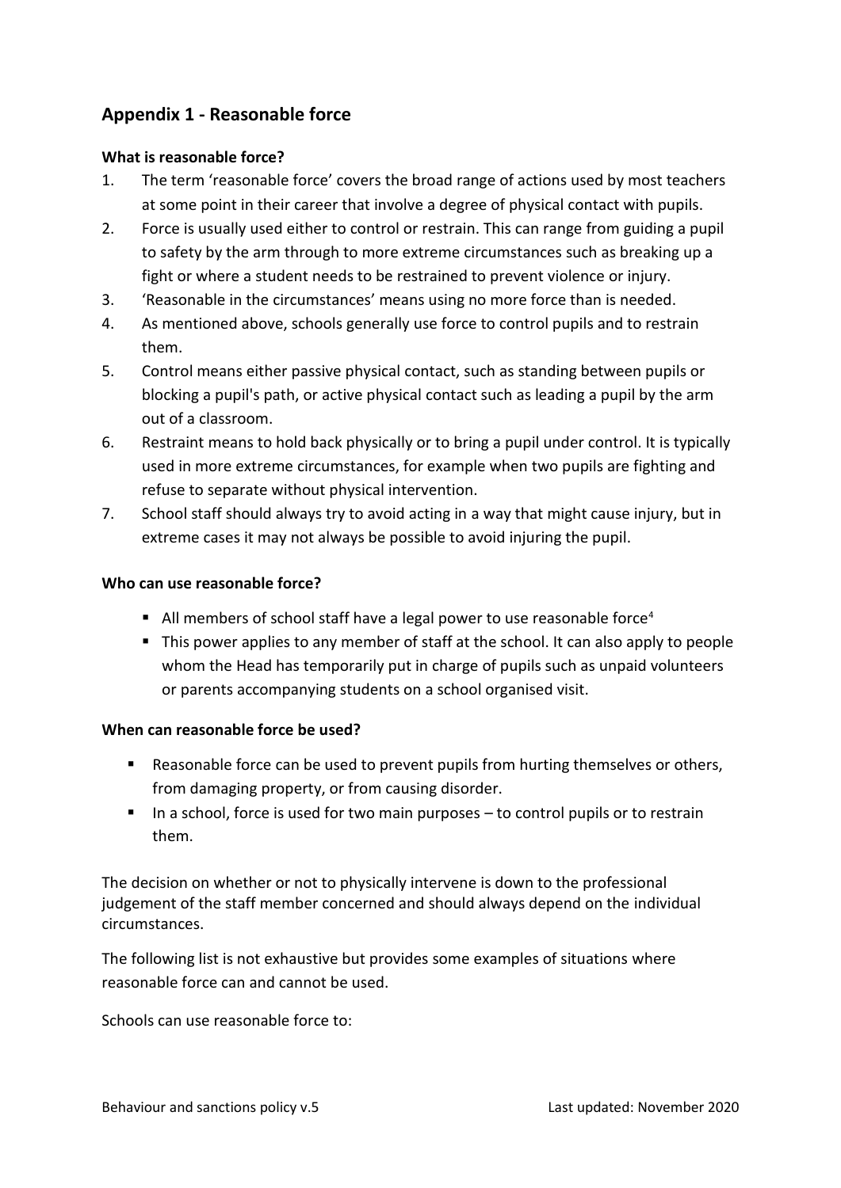## Appendix 1 - Reasonable force

**What is reasonable force?**

1. The term 'reasonable force' covers the broad range of actions used by most teachers at some point in their career that involve a degree of physical contact with pupils.
2. Force is usually used either to control or restrain. This can range from guiding a pupil to safety by the arm through to more extreme circumstances such as breaking up a fight or where a student needs to be restrained to prevent violence or injury.
3. 'Reasonable in the circumstances' means using no more force than is needed.
4. As mentioned above, schools generally use force to control pupils and to restrain them.
5. Control means either passive physical contact, such as standing between pupils or blocking a pupil's path, or active physical contact such as leading a pupil by the arm out of a classroom.
6. Restraint means to hold back physically or to bring a pupil under control. It is typically used in more extreme circumstances, for example when two pupils are fighting and refuse to separate without physical intervention.
7. School staff should always try to avoid acting in a way that might cause injury, but in extreme cases it may not always be possible to avoid injuring the pupil.

**Who can use reasonable force?**

- All members of school staff have a legal power to use reasonable force[4]
- This power applies to any member of staff at the school. It can also apply to people whom the Head has temporarily put in charge of pupils such as unpaid volunteers or parents accompanying students on a school organised visit.

**When can reasonable force be used?**

- Reasonable force can be used to prevent pupils from hurting themselves or others, from damaging property, or from causing disorder.
- In a school, force is used for two main purposes – to control pupils or to restrain them.

The decision on whether or not to physically intervene is down to the professional judgement of the staff member concerned and should always depend on the individual circumstances.

The following list is not exhaustive but provides some examples of situations where reasonable force can and cannot be used.

Schools can use reasonable force to: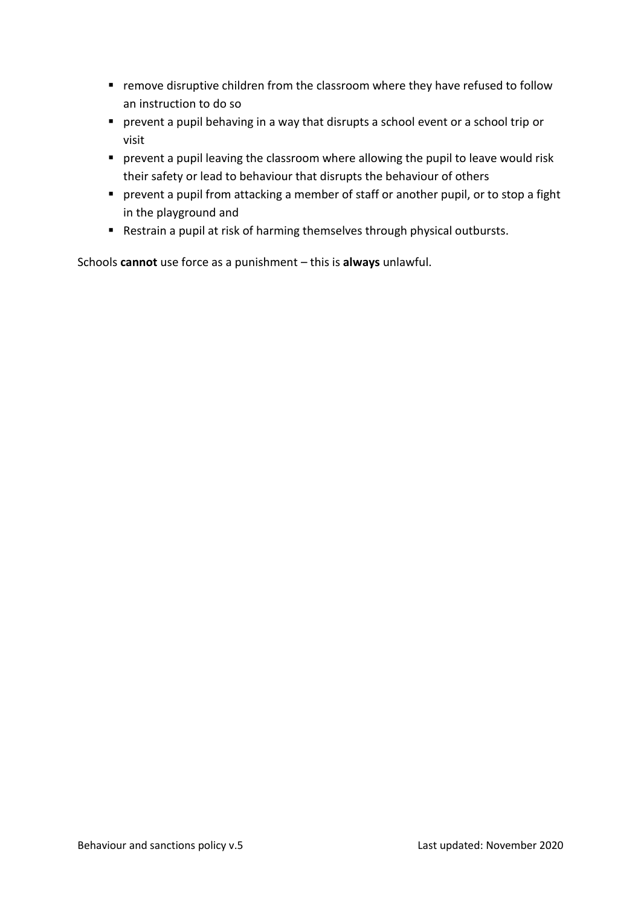- remove disruptive children from the classroom where they have refused to follow an instruction to do so
- prevent a pupil behaving in a way that disrupts a school event or a school trip or visit
- prevent a pupil leaving the classroom where allowing the pupil to leave would risk their safety or lead to behaviour that disrupts the behaviour of others
- prevent a pupil from attacking a member of staff or another pupil, or to stop a fight in the playground and
- Restrain a pupil at risk of harming themselves through physical outbursts.

Schools **cannot** use force as a punishment – this is **always** unlawful.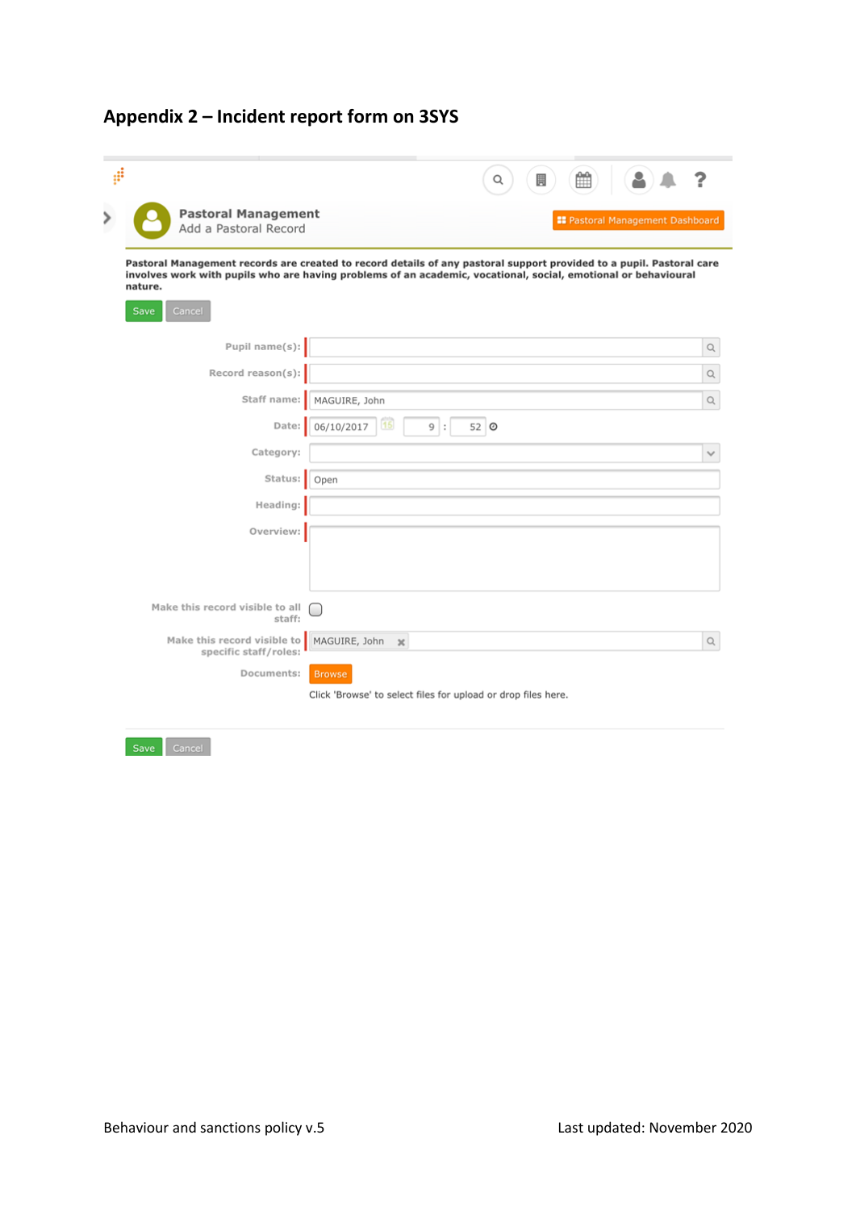## Appendix 2 – Incident report form on 3SYS

**Pastoral Management**
Add a Pastoral Record

Pastoral Management Dashboard

**Pastoral Management records are created to record details of any pastoral support provided to a pupil. Pastoral care involves work with pupils who are having problems of an academic, vocational, social, emotional or behavioural nature.**

Save Cancel

Pupil name(s):

Record reason(s):

Staff name: MAGUIRE, John

Date: 06/10/2017 9 : 52

Category:

Status: Open

Heading:

Overview:

Make this record visible to all staff:

Make this record visible to specific staff/roles: MAGUIRE, John

Documents: Browse

Click 'Browse' to select files for upload or drop files here.

Save Cancel